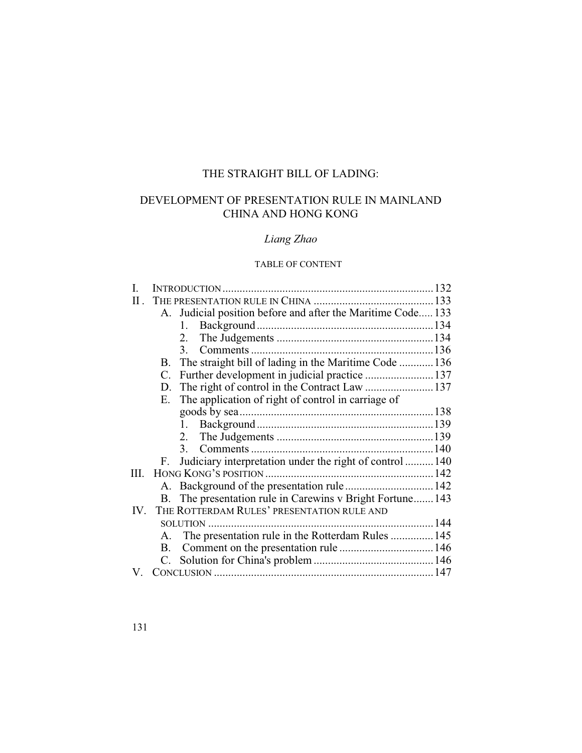# THE STRAIGHT BILL OF LADING:

## DEVELOPMENT OF PRESENTATION RULE IN MAINLAND CHINA AND HONG KONG

*Liang Zhao*

TABLE OF CONTENT

- I. INTRODUCTION .......... 132
- II . THE PRESENTATION RULE IN CHINA .......... 133
  - A. Judicial position before and after the Maritime Code .......... 133
    - 1. Background .......... 134
    - 2. The Judgements .......... 134
    - 3. Comments .......... 136
  - B. The straight bill of lading in the Maritime Code .......... 136
  - C. Further development in judicial practice .......... 137
  - D. The right of control in the Contract Law .......... 137
  - E. The application of right of control in carriage of goods by sea .......... 138
    - 1. Background .......... 139
    - 2. The Judgements .......... 139
    - 3. Comments .......... 140
  - F. Judiciary interpretation under the right of control .......... 140
- III. HONG KONG'S POSITION .......... 142
  - A. Background of the presentation rule .......... 142
  - B. The presentation rule in Carewins v Bright Fortune .......... 143
- IV. THE ROTTERDAM RULES' PRESENTATION RULE AND SOLUTION .......... 144
  - A. The presentation rule in the Rotterdam Rules .......... 145
  - B. Comment on the presentation rule .......... 146
  - C. Solution for China's problem .......... 146
- V. CONCLUSION .......... 147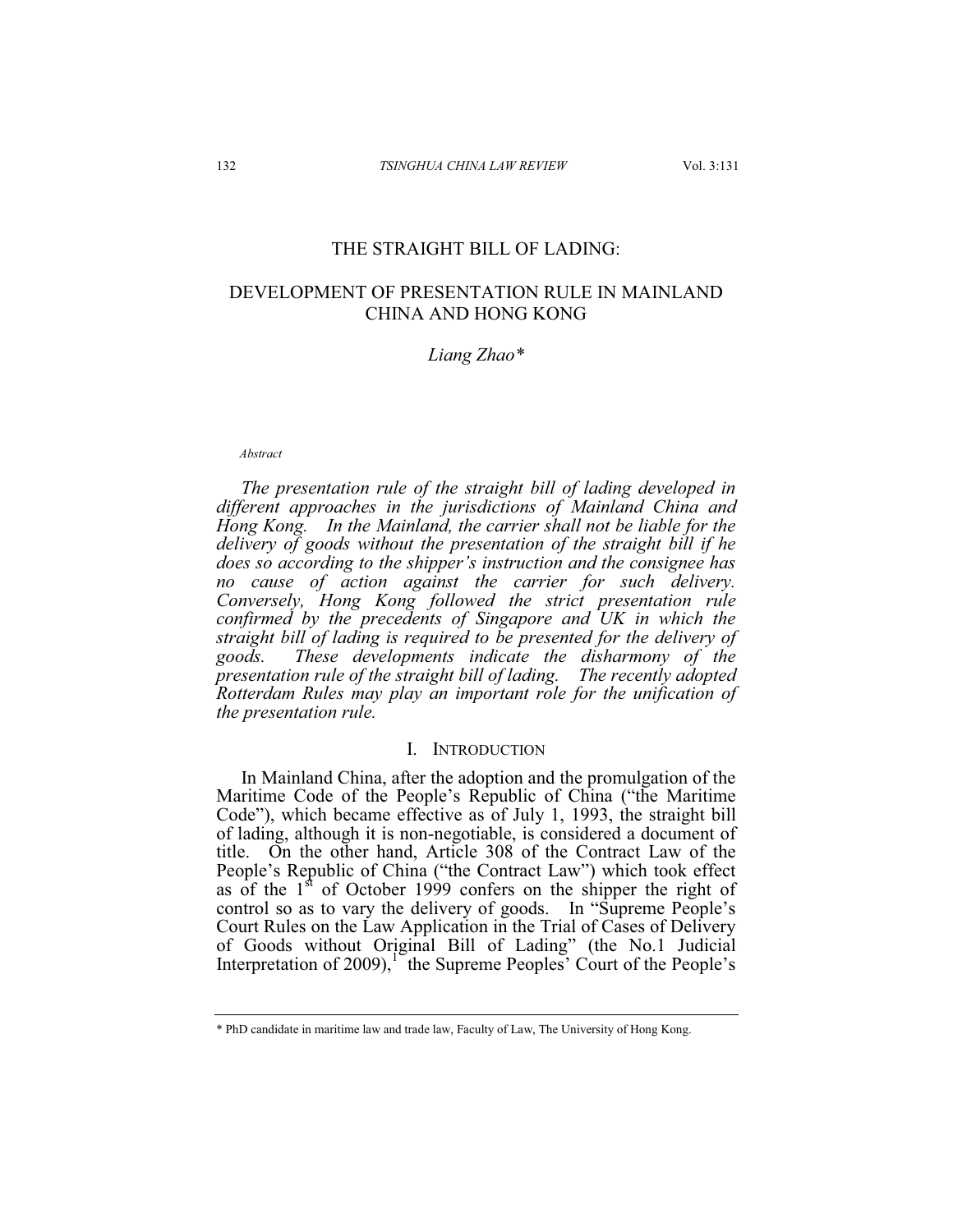# THE STRAIGHT BILL OF LADING:

## DEVELOPMENT OF PRESENTATION RULE IN MAINLAND CHINA AND HONG KONG

*Liang Zhao\**

*Abstract*

*The presentation rule of the straight bill of lading developed in different approaches in the jurisdictions of Mainland China and Hong Kong. In the Mainland, the carrier shall not be liable for the delivery of goods without the presentation of the straight bill if he does so according to the shipper's instruction and the consignee has no cause of action against the carrier for such delivery. Conversely, Hong Kong followed the strict presentation rule confirmed by the precedents of Singapore and UK in which the straight bill of lading is required to be presented for the delivery of goods. These developments indicate the disharmony of the presentation rule of the straight bill of lading. The recently adopted Rotterdam Rules may play an important role for the unification of the presentation rule.*

### I. INTRODUCTION

In Mainland China, after the adoption and the promulgation of the Maritime Code of the People's Republic of China ("the Maritime Code"), which became effective as of July 1, 1993, the straight bill of lading, although it is non-negotiable, is considered a document of title. On the other hand, Article 308 of the Contract Law of the People's Republic of China ("the Contract Law") which took effect as of the 1st of October 1999 confers on the shipper the right of control so as to vary the delivery of goods. In "Supreme People's Court Rules on the Law Application in the Trial of Cases of Delivery of Goods without Original Bill of Lading" (the No.1 Judicial Interpretation of 2009),[1] the Supreme Peoples' Court of the People's

---

\* PhD candidate in maritime law and trade law, Faculty of Law, The University of Hong Kong.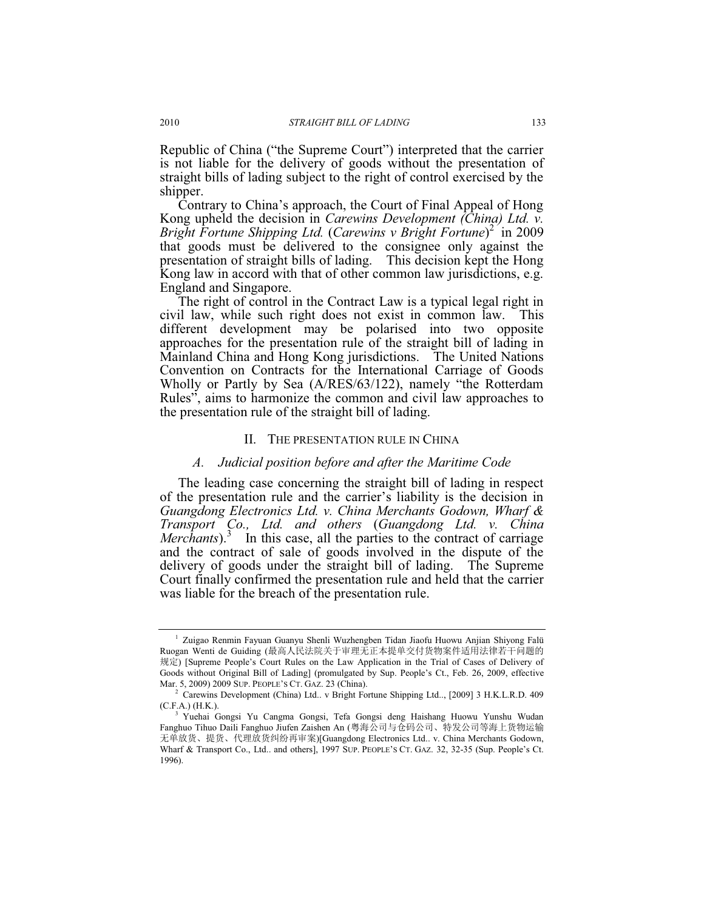Republic of China ("the Supreme Court") interpreted that the carrier is not liable for the delivery of goods without the presentation of straight bills of lading subject to the right of control exercised by the shipper.

Contrary to China's approach, the Court of Final Appeal of Hong Kong upheld the decision in *Carewins Development (China) Ltd. v. Bright Fortune Shipping Ltd.* (*Carewins v Bright Fortune*)[2] in 2009 that goods must be delivered to the consignee only against the presentation of straight bills of lading. This decision kept the Hong Kong law in accord with that of other common law jurisdictions, e.g. England and Singapore.

The right of control in the Contract Law is a typical legal right in civil law, while such right does not exist in common law. This different development may be polarised into two opposite approaches for the presentation rule of the straight bill of lading in Mainland China and Hong Kong jurisdictions. The United Nations Convention on Contracts for the International Carriage of Goods Wholly or Partly by Sea (A/RES/63/122), namely "the Rotterdam Rules", aims to harmonize the common and civil law approaches to the presentation rule of the straight bill of lading.

## II. THE PRESENTATION RULE IN CHINA

### *A. Judicial position before and after the Maritime Code*

The leading case concerning the straight bill of lading in respect of the presentation rule and the carrier's liability is the decision in *Guangdong Electronics Ltd. v. China Merchants Godown, Wharf & Transport Co., Ltd. and others* (*Guangdong Ltd. v. China Merchants*).[3] In this case, all the parties to the contract of carriage and the contract of sale of goods involved in the dispute of the delivery of goods under the straight bill of lading. The Supreme Court finally confirmed the presentation rule and held that the carrier was liable for the breach of the presentation rule.

---

[1] Zuigao Renmin Fayuan Guanyu Shenli Wuzhengben Tidan Jiaofu Huowu Anjian Shiyong Falü Ruogan Wenti de Guiding (最高人民法院关于审理无正本提单交付货物案件适用法律若干问题的规定) [Supreme People's Court Rules on the Law Application in the Trial of Cases of Delivery of Goods without Original Bill of Lading] (promulgated by Sup. People's Ct., Feb. 26, 2009, effective Mar. 5, 2009) 2009 SUP. PEOPLE'S CT. GAZ. 23 (China).

[2] Carewins Development (China) Ltd.. v Bright Fortune Shipping Ltd.., [2009] 3 H.K.L.R.D. 409 (C.F.A.) (H.K.).

[3] Yuehai Gongsi Yu Cangma Gongsi, Tefa Gongsi deng Haishang Huowu Yunshu Wudan Fanghuo Tihuo Daili Fanghuo Jiufen Zaishen An (粤海公司与仓码公司、特发公司等海上货物运输无单放货、提货、代理放货纠纷再审案)[Guangdong Electronics Ltd.. v. China Merchants Godown, Wharf & Transport Co., Ltd.. and others], 1997 SUP. PEOPLE'S CT. GAZ. 32, 32-35 (Sup. People's Ct. 1996).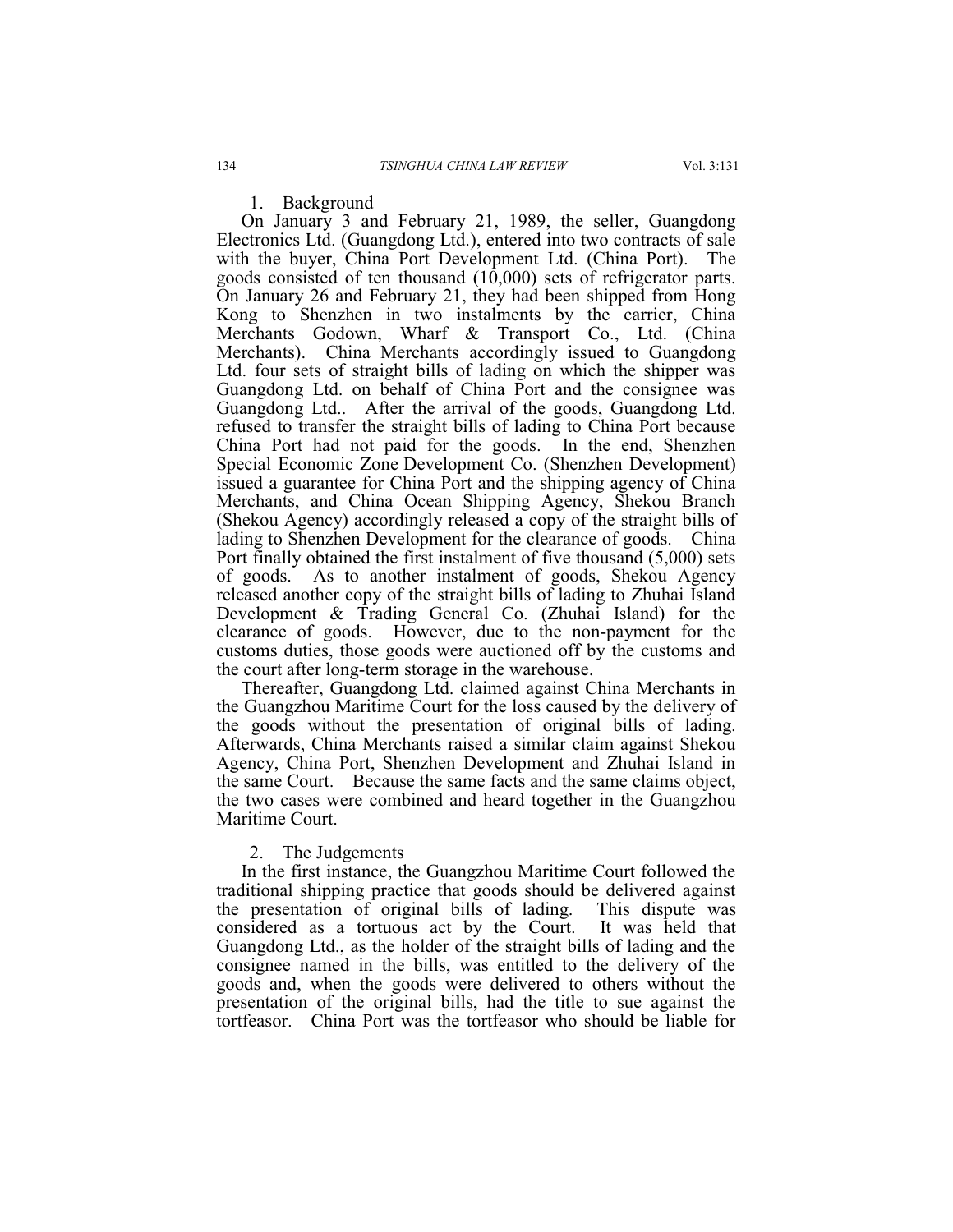### 1. Background

On January 3 and February 21, 1989, the seller, Guangdong Electronics Ltd. (Guangdong Ltd.), entered into two contracts of sale with the buyer, China Port Development Ltd. (China Port). The goods consisted of ten thousand (10,000) sets of refrigerator parts. On January 26 and February 21, they had been shipped from Hong Kong to Shenzhen in two instalments by the carrier, China Merchants Godown, Wharf & Transport Co., Ltd. (China Merchants). China Merchants accordingly issued to Guangdong Ltd. four sets of straight bills of lading on which the shipper was Guangdong Ltd. on behalf of China Port and the consignee was Guangdong Ltd.. After the arrival of the goods, Guangdong Ltd. refused to transfer the straight bills of lading to China Port because China Port had not paid for the goods. In the end, Shenzhen Special Economic Zone Development Co. (Shenzhen Development) issued a guarantee for China Port and the shipping agency of China Merchants, and China Ocean Shipping Agency, Shekou Branch (Shekou Agency) accordingly released a copy of the straight bills of lading to Shenzhen Development for the clearance of goods. China Port finally obtained the first instalment of five thousand (5,000) sets of goods. As to another instalment of goods, Shekou Agency released another copy of the straight bills of lading to Zhuhai Island Development & Trading General Co. (Zhuhai Island) for the clearance of goods. However, due to the non-payment for the customs duties, those goods were auctioned off by the customs and the court after long-term storage in the warehouse.

Thereafter, Guangdong Ltd. claimed against China Merchants in the Guangzhou Maritime Court for the loss caused by the delivery of the goods without the presentation of original bills of lading. Afterwards, China Merchants raised a similar claim against Shekou Agency, China Port, Shenzhen Development and Zhuhai Island in the same Court. Because the same facts and the same claims object, the two cases were combined and heard together in the Guangzhou Maritime Court.

### 2. The Judgements

In the first instance, the Guangzhou Maritime Court followed the traditional shipping practice that goods should be delivered against the presentation of original bills of lading. This dispute was considered as a tortuous act by the Court. It was held that Guangdong Ltd., as the holder of the straight bills of lading and the consignee named in the bills, was entitled to the delivery of the goods and, when the goods were delivered to others without the presentation of the original bills, had the title to sue against the tortfeasor. China Port was the tortfeasor who should be liable for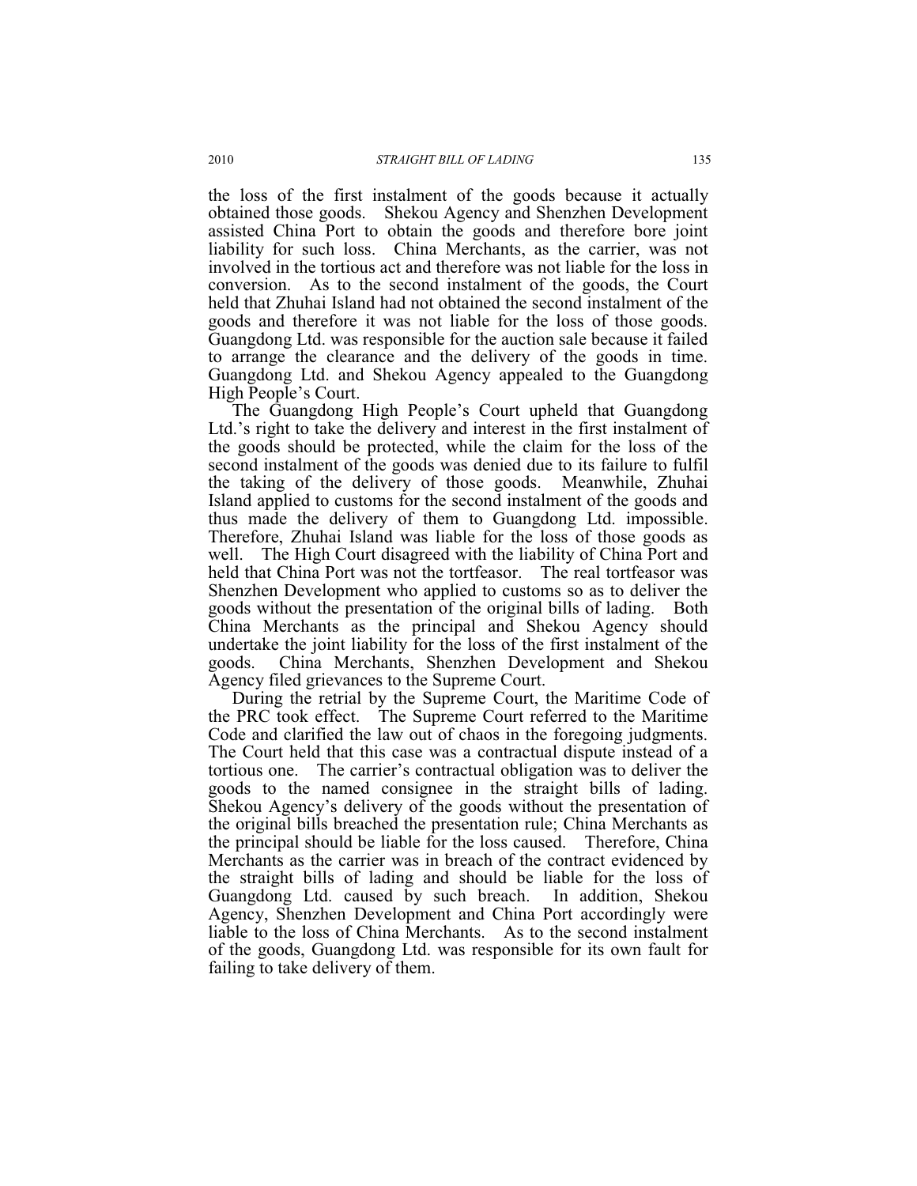the loss of the first instalment of the goods because it actually obtained those goods. Shekou Agency and Shenzhen Development assisted China Port to obtain the goods and therefore bore joint liability for such loss. China Merchants, as the carrier, was not involved in the tortious act and therefore was not liable for the loss in conversion. As to the second instalment of the goods, the Court held that Zhuhai Island had not obtained the second instalment of the goods and therefore it was not liable for the loss of those goods. Guangdong Ltd. was responsible for the auction sale because it failed to arrange the clearance and the delivery of the goods in time. Guangdong Ltd. and Shekou Agency appealed to the Guangdong High People's Court.

The Guangdong High People's Court upheld that Guangdong Ltd.'s right to take the delivery and interest in the first instalment of the goods should be protected, while the claim for the loss of the second instalment of the goods was denied due to its failure to fulfil the taking of the delivery of those goods. Meanwhile, Zhuhai Island applied to customs for the second instalment of the goods and thus made the delivery of them to Guangdong Ltd. impossible. Therefore, Zhuhai Island was liable for the loss of those goods as well. The High Court disagreed with the liability of China Port and held that China Port was not the tortfeasor. The real tortfeasor was Shenzhen Development who applied to customs so as to deliver the goods without the presentation of the original bills of lading. Both China Merchants as the principal and Shekou Agency should undertake the joint liability for the loss of the first instalment of the goods. China Merchants, Shenzhen Development and Shekou Agency filed grievances to the Supreme Court.

During the retrial by the Supreme Court, the Maritime Code of the PRC took effect. The Supreme Court referred to the Maritime Code and clarified the law out of chaos in the foregoing judgments. The Court held that this case was a contractual dispute instead of a tortious one. The carrier's contractual obligation was to deliver the goods to the named consignee in the straight bills of lading. Shekou Agency's delivery of the goods without the presentation of the original bills breached the presentation rule; China Merchants as the principal should be liable for the loss caused. Therefore, China Merchants as the carrier was in breach of the contract evidenced by the straight bills of lading and should be liable for the loss of Guangdong Ltd. caused by such breach. In addition, Shekou Agency, Shenzhen Development and China Port accordingly were liable to the loss of China Merchants. As to the second instalment of the goods, Guangdong Ltd. was responsible for its own fault for failing to take delivery of them.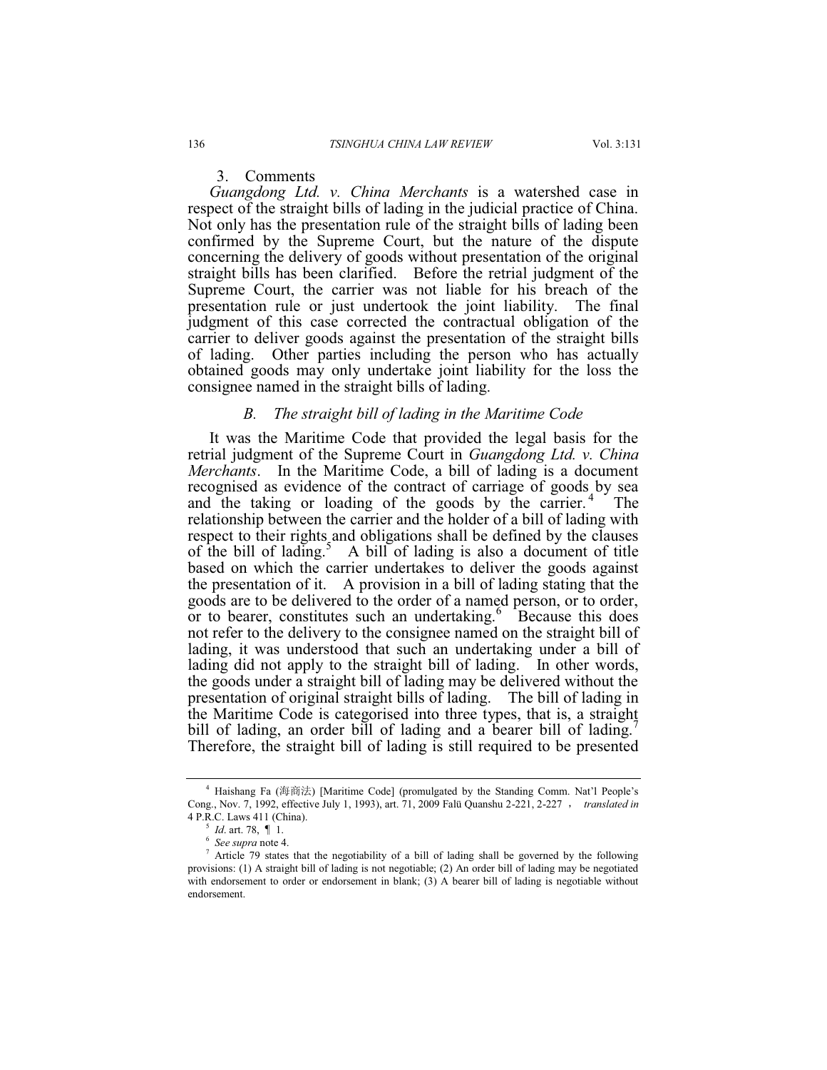3. Comments

*Guangdong Ltd. v. China Merchants* is a watershed case in respect of the straight bills of lading in the judicial practice of China. Not only has the presentation rule of the straight bills of lading been confirmed by the Supreme Court, but the nature of the dispute concerning the delivery of goods without presentation of the original straight bills has been clarified. Before the retrial judgment of the Supreme Court, the carrier was not liable for his breach of the presentation rule or just undertook the joint liability. The final judgment of this case corrected the contractual obligation of the carrier to deliver goods against the presentation of the straight bills of lading. Other parties including the person who has actually obtained goods may only undertake joint liability for the loss the consignee named in the straight bills of lading.

### *B. The straight bill of lading in the Maritime Code*

It was the Maritime Code that provided the legal basis for the retrial judgment of the Supreme Court in *Guangdong Ltd. v. China Merchants*. In the Maritime Code, a bill of lading is a document recognised as evidence of the contract of carriage of goods by sea and the taking or loading of the goods by the carrier.[4] The relationship between the carrier and the holder of a bill of lading with respect to their rights and obligations shall be defined by the clauses of the bill of lading.[5] A bill of lading is also a document of title based on which the carrier undertakes to deliver the goods against the presentation of it. A provision in a bill of lading stating that the goods are to be delivered to the order of a named person, or to order, or to bearer, constitutes such an undertaking.[6] Because this does not refer to the delivery to the consignee named on the straight bill of lading, it was understood that such an undertaking under a bill of lading did not apply to the straight bill of lading. In other words, the goods under a straight bill of lading may be delivered without the presentation of original straight bills of lading. The bill of lading in the Maritime Code is categorised into three types, that is, a straight bill of lading, an order bill of lading and a bearer bill of lading.[7] Therefore, the straight bill of lading is still required to be presented

---

[4] Haishang Fa (海商法) [Maritime Code] (promulgated by the Standing Comm. Nat'l People's Cong., Nov. 7, 1992, effective July 1, 1993), art. 71, 2009 Falü Quanshu 2-221, 2-227 , *translated in* 4 P.R.C. Laws 411 (China).

[5] *Id*. art. 78, ¶ 1.

[6] *See supra* note 4.

[7] Article 79 states that the negotiability of a bill of lading shall be governed by the following provisions: (1) A straight bill of lading is not negotiable; (2) An order bill of lading may be negotiated with endorsement to order or endorsement in blank; (3) A bearer bill of lading is negotiable without endorsement.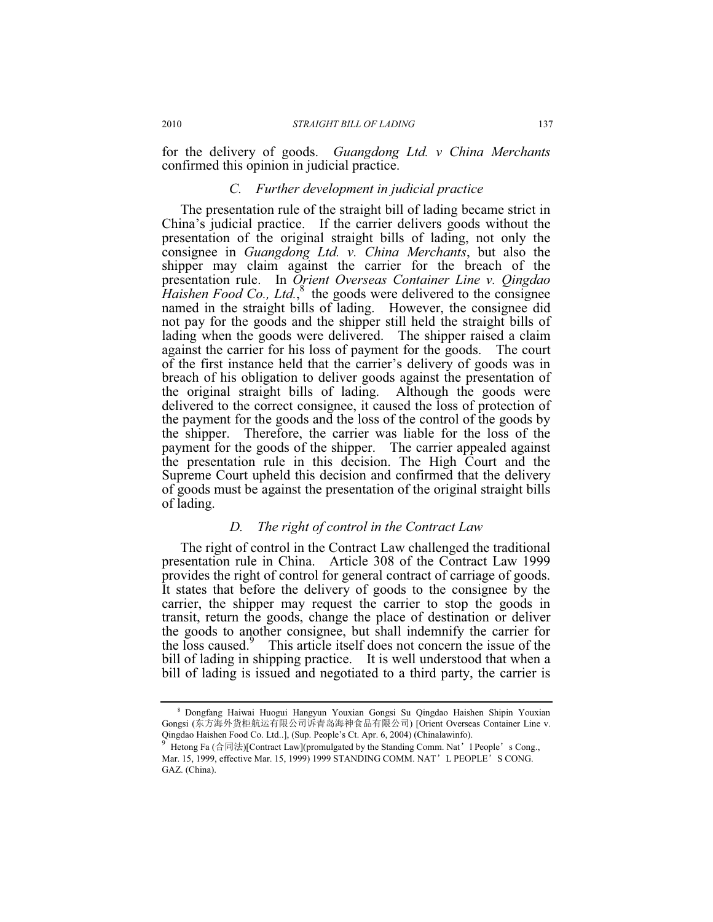for the delivery of goods. *Guangdong Ltd. v China Merchants* confirmed this opinion in judicial practice.

### *C. Further development in judicial practice*

The presentation rule of the straight bill of lading became strict in China's judicial practice. If the carrier delivers goods without the presentation of the original straight bills of lading, not only the consignee in *Guangdong Ltd. v. China Merchants*, but also the shipper may claim against the carrier for the breach of the presentation rule. In *Orient Overseas Container Line v. Qingdao Haishen Food Co., Ltd.*,[8] the goods were delivered to the consignee named in the straight bills of lading. However, the consignee did not pay for the goods and the shipper still held the straight bills of lading when the goods were delivered. The shipper raised a claim against the carrier for his loss of payment for the goods. The court of the first instance held that the carrier's delivery of goods was in breach of his obligation to deliver goods against the presentation of the original straight bills of lading. Although the goods were delivered to the correct consignee, it caused the loss of protection of the payment for the goods and the loss of the control of the goods by the shipper. Therefore, the carrier was liable for the loss of the payment for the goods of the shipper. The carrier appealed against the presentation rule in this decision. The High Court and the Supreme Court upheld this decision and confirmed that the delivery of goods must be against the presentation of the original straight bills of lading.

### *D. The right of control in the Contract Law*

The right of control in the Contract Law challenged the traditional presentation rule in China. Article 308 of the Contract Law 1999 provides the right of control for general contract of carriage of goods. It states that before the delivery of goods to the consignee by the carrier, the shipper may request the carrier to stop the goods in transit, return the goods, change the place of destination or deliver the goods to another consignee, but shall indemnify the carrier for the loss caused.[9] This article itself does not concern the issue of the bill of lading in shipping practice. It is well understood that when a bill of lading is issued and negotiated to a third party, the carrier is

---

[8] Dongfang Haiwai Huogui Hangyun Youxian Gongsi Su Qingdao Haishen Shipin Youxian Gongsi (东方海外货柜航运有限公司诉青岛海神食品有限公司) [Orient Overseas Container Line v. Qingdao Haishen Food Co. Ltd..], (Sup. People's Ct. Apr. 6, 2004) (Chinalawinfo).

[9] Hetong Fa (合同法)[Contract Law](promulgated by the Standing Comm. Nat'l People's Cong., Mar. 15, 1999, effective Mar. 15, 1999) 1999 STANDING COMM. NAT'L PEOPLE'S CONG. GAZ. (China).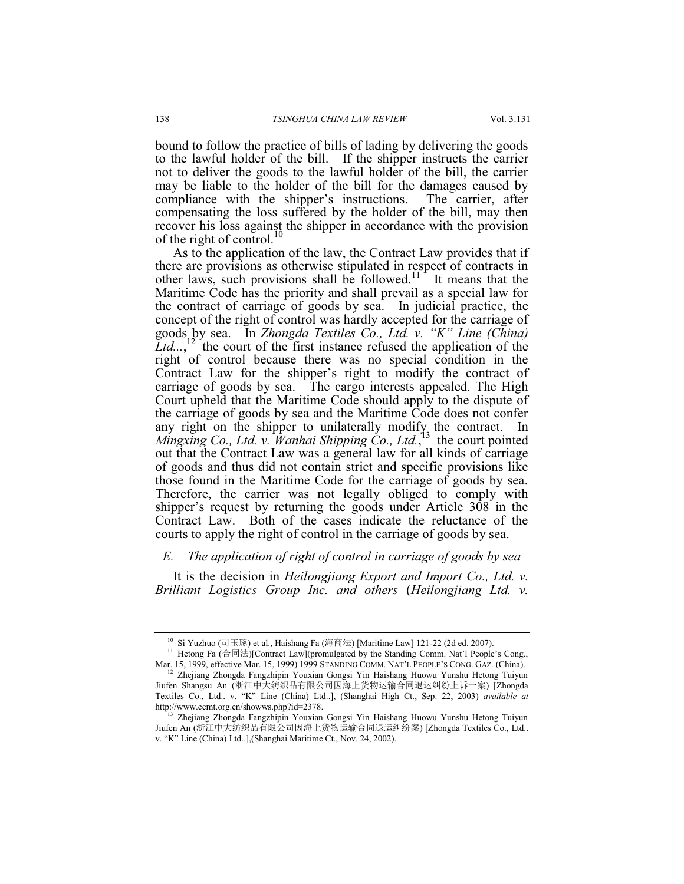bound to follow the practice of bills of lading by delivering the goods to the lawful holder of the bill. If the shipper instructs the carrier not to deliver the goods to the lawful holder of the bill, the carrier may be liable to the holder of the bill for the damages caused by compliance with the shipper's instructions. The carrier, after compensating the loss suffered by the holder of the bill, may then recover his loss against the shipper in accordance with the provision of the right of control.[10]

As to the application of the law, the Contract Law provides that if there are provisions as otherwise stipulated in respect of contracts in other laws, such provisions shall be followed.[11] It means that the Maritime Code has the priority and shall prevail as a special law for the contract of carriage of goods by sea. In judicial practice, the concept of the right of control was hardly accepted for the carriage of goods by sea. In *Zhongda Textiles Co., Ltd. v. "K" Line (China) Ltd...*,[12] the court of the first instance refused the application of the right of control because there was no special condition in the Contract Law for the shipper's right to modify the contract of carriage of goods by sea. The cargo interests appealed. The High Court upheld that the Maritime Code should apply to the dispute of the carriage of goods by sea and the Maritime Code does not confer any right on the shipper to unilaterally modify the contract. In *Mingxing Co., Ltd. v. Wanhai Shipping Co., Ltd.*,[13] the court pointed out that the Contract Law was a general law for all kinds of carriage of goods and thus did not contain strict and specific provisions like those found in the Maritime Code for the carriage of goods by sea. Therefore, the carrier was not legally obliged to comply with shipper's request by returning the goods under Article 308 in the Contract Law. Both of the cases indicate the reluctance of the courts to apply the right of control in the carriage of goods by sea.

### *E. The application of right of control in carriage of goods by sea*

It is the decision in *Heilongjiang Export and Import Co., Ltd. v. Brilliant Logistics Group Inc. and others* (*Heilongjiang Ltd. v.*

---

[10] Si Yuzhuo (司玉琢) et al., Haishang Fa (海商法) [Maritime Law] 121-22 (2d ed. 2007).

[11] Hetong Fa (合同法)[Contract Law](promulgated by the Standing Comm. Nat'l People's Cong., Mar. 15, 1999, effective Mar. 15, 1999) 1999 STANDING COMM. NAT'L PEOPLE'S CONG. GAZ. (China).

[12] Zhejiang Zhongda Fangzhipin Youxian Gongsi Yin Haishang Huowu Yunshu Hetong Tuiyun Jiufen Shangsu An (浙江中大纺织品有限公司因海上货物运输合同退运纠纷上诉一案) [Zhongda Textiles Co., Ltd.. v. "K" Line (China) Ltd..], (Shanghai High Ct., Sep. 22, 2003) *available at* http://www.ccmt.org.cn/showws.php?id=2378.

[13] Zhejiang Zhongda Fangzhipin Youxian Gongsi Yin Haishang Huowu Yunshu Hetong Tuiyun Jiufen An (浙江中大纺织品有限公司因海上货物运输合同退运纠纷案) [Zhongda Textiles Co., Ltd.. v. "K" Line (China) Ltd..],(Shanghai Maritime Ct., Nov. 24, 2002).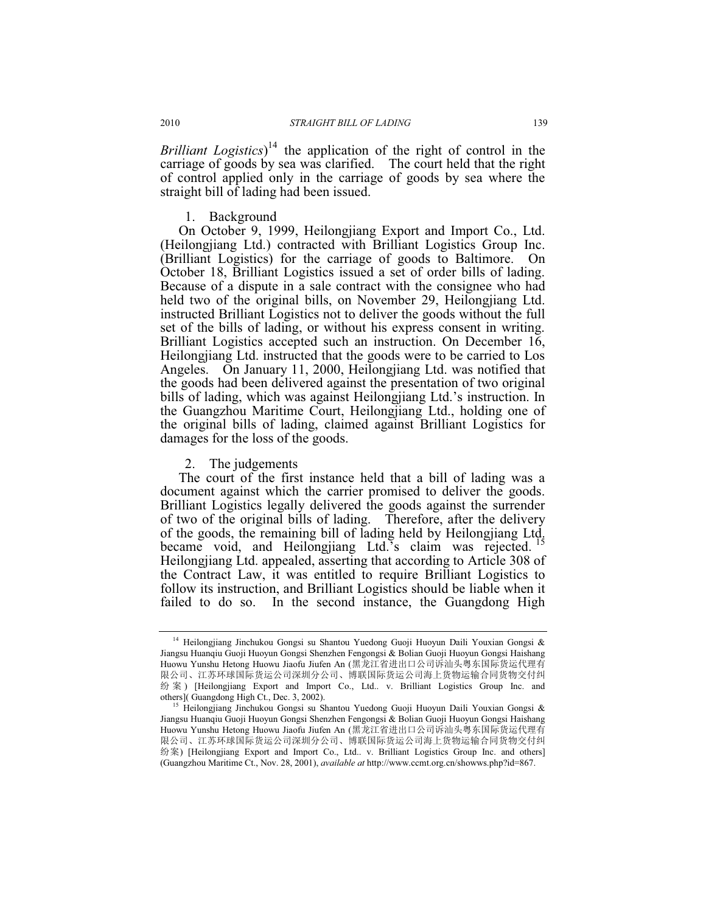*Brilliant Logistics*)[14] the application of the right of control in the carriage of goods by sea was clarified. The court held that the right of control applied only in the carriage of goods by sea where the straight bill of lading had been issued.

1. Background

On October 9, 1999, Heilongjiang Export and Import Co., Ltd. (Heilongjiang Ltd.) contracted with Brilliant Logistics Group Inc. (Brilliant Logistics) for the carriage of goods to Baltimore. On October 18, Brilliant Logistics issued a set of order bills of lading. Because of a dispute in a sale contract with the consignee who had held two of the original bills, on November 29, Heilongjiang Ltd. instructed Brilliant Logistics not to deliver the goods without the full set of the bills of lading, or without his express consent in writing. Brilliant Logistics accepted such an instruction. On December 16, Heilongjiang Ltd. instructed that the goods were to be carried to Los Angeles. On January 11, 2000, Heilongjiang Ltd. was notified that the goods had been delivered against the presentation of two original bills of lading, which was against Heilongjiang Ltd.'s instruction. In the Guangzhou Maritime Court, Heilongjiang Ltd., holding one of the original bills of lading, claimed against Brilliant Logistics for damages for the loss of the goods.

2. The judgements

The court of the first instance held that a bill of lading was a document against which the carrier promised to deliver the goods. Brilliant Logistics legally delivered the goods against the surrender of two of the original bills of lading. Therefore, after the delivery of the goods, the remaining bill of lading held by Heilongjiang Ltd. became void, and Heilongjiang Ltd.'s claim was rejected.[15] Heilongjiang Ltd. appealed, asserting that according to Article 308 of the Contract Law, it was entitled to require Brilliant Logistics to follow its instruction, and Brilliant Logistics should be liable when it failed to do so. In the second instance, the Guangdong High

---

[14] Heilongjiang Jinchukou Gongsi su Shantou Yuedong Guoji Huoyun Daili Youxian Gongsi & Jiangsu Huanqiu Guoji Huoyun Gongsi Shenzhen Fengongsi & Bolian Guoji Huoyun Gongsi Haishang Huowu Yunshu Hetong Huowu Jiaofu Jiufen An (黑龙江省进出口公司诉汕头粤东国际货运代理有限公司、江苏环球国际货运公司深圳分公司、博联国际货运公司海上货物运输合同货物交付纠纷案) [Heilongjiang Export and Import Co., Ltd.. v. Brilliant Logistics Group Inc. and others]( Guangdong High Ct., Dec. 3, 2002).

[15] Heilongjiang Jinchukou Gongsi su Shantou Yuedong Guoji Huoyun Daili Youxian Gongsi & Jiangsu Huanqiu Guoji Huoyun Gongsi Shenzhen Fengongsi & Bolian Guoji Huoyun Gongsi Haishang Huowu Yunshu Hetong Huowu Jiaofu Jiufen An (黑龙江省进出口公司诉汕头粤东国际货运代理有限公司、江苏环球国际货运公司深圳分公司、博联国际货运公司海上货物运输合同货物交付纠纷案) [Heilongjiang Export and Import Co., Ltd.. v. Brilliant Logistics Group Inc. and others] (Guangzhou Maritime Ct., Nov. 28, 2001), *available at* http://www.ccmt.org.cn/showws.php?id=867.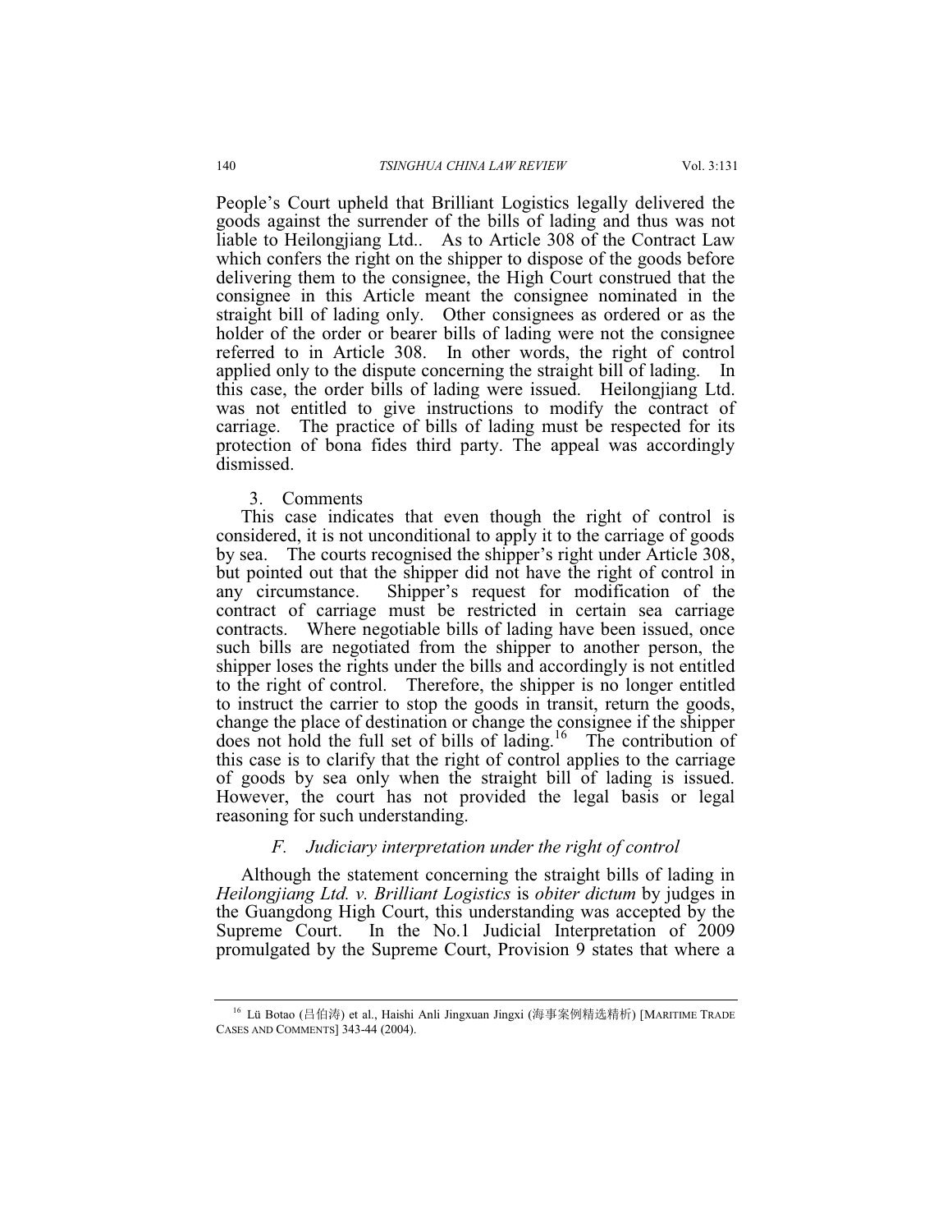People's Court upheld that Brilliant Logistics legally delivered the goods against the surrender of the bills of lading and thus was not liable to Heilongjiang Ltd.. As to Article 308 of the Contract Law which confers the right on the shipper to dispose of the goods before delivering them to the consignee, the High Court construed that the consignee in this Article meant the consignee nominated in the straight bill of lading only. Other consignees as ordered or as the holder of the order or bearer bills of lading were not the consignee referred to in Article 308. In other words, the right of control applied only to the dispute concerning the straight bill of lading. In this case, the order bills of lading were issued. Heilongjiang Ltd. was not entitled to give instructions to modify the contract of carriage. The practice of bills of lading must be respected for its protection of bona fides third party. The appeal was accordingly dismissed.

#### 3. Comments

This case indicates that even though the right of control is considered, it is not unconditional to apply it to the carriage of goods by sea. The courts recognised the shipper's right under Article 308, but pointed out that the shipper did not have the right of control in any circumstance. Shipper's request for modification of the contract of carriage must be restricted in certain sea carriage contracts. Where negotiable bills of lading have been issued, once such bills are negotiated from the shipper to another person, the shipper loses the rights under the bills and accordingly is not entitled to the right of control. Therefore, the shipper is no longer entitled to instruct the carrier to stop the goods in transit, return the goods, change the place of destination or change the consignee if the shipper does not hold the full set of bills of lading.[16] The contribution of this case is to clarify that the right of control applies to the carriage of goods by sea only when the straight bill of lading is issued. However, the court has not provided the legal basis or legal reasoning for such understanding.

### *F. Judiciary interpretation under the right of control*

Although the statement concerning the straight bills of lading in *Heilongjiang Ltd. v. Brilliant Logistics* is *obiter dictum* by judges in the Guangdong High Court, this understanding was accepted by the Supreme Court. In the No.1 Judicial Interpretation of 2009 promulgated by the Supreme Court, Provision 9 states that where a

---

[16] Lü Botao (吕伯涛) et al., Haishi Anli Jingxuan Jingxi (海事案例精选精析) [MARITIME TRADE CASES AND COMMENTS] 343-44 (2004).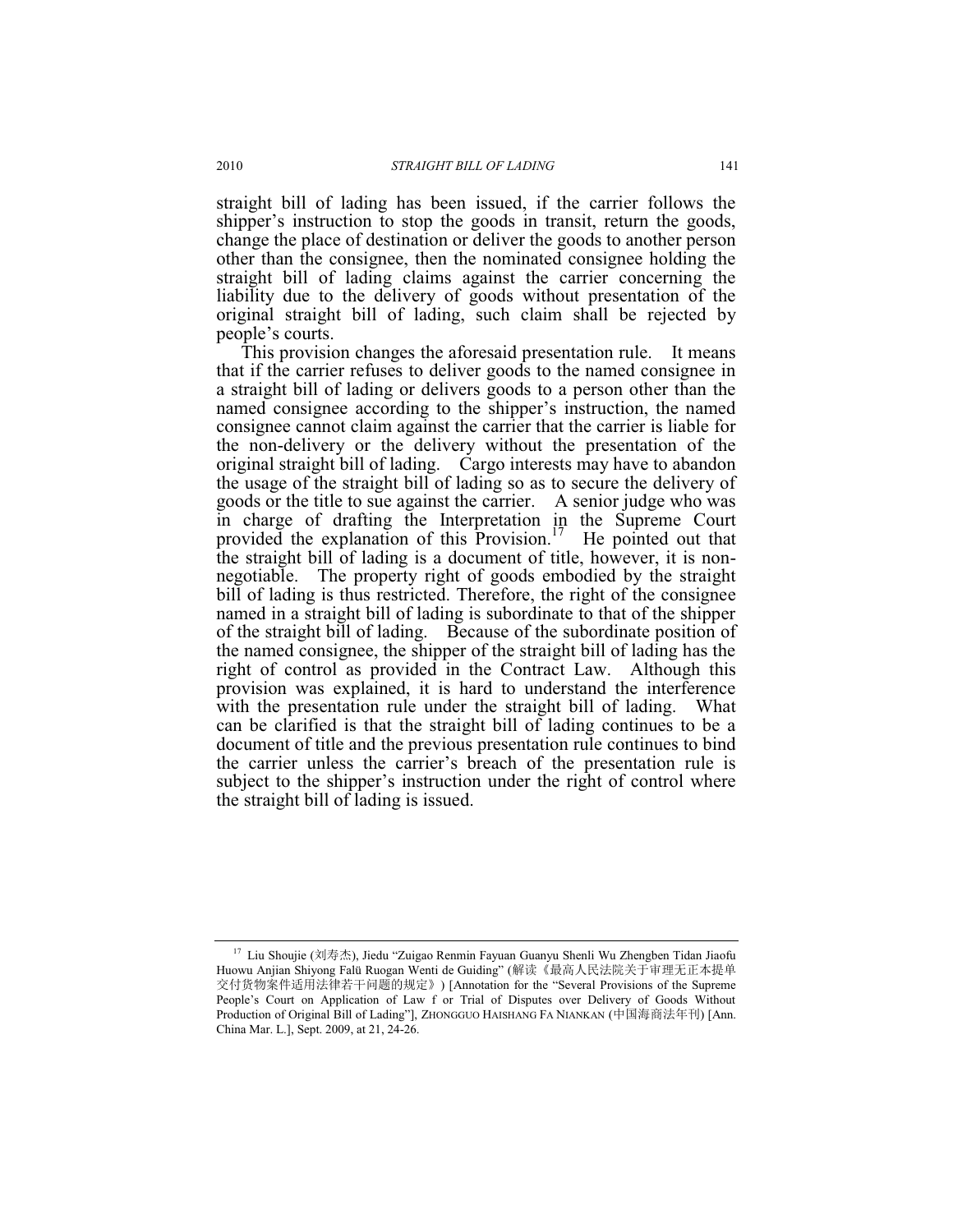straight bill of lading has been issued, if the carrier follows the shipper's instruction to stop the goods in transit, return the goods, change the place of destination or deliver the goods to another person other than the consignee, then the nominated consignee holding the straight bill of lading claims against the carrier concerning the liability due to the delivery of goods without presentation of the original straight bill of lading, such claim shall be rejected by people's courts.

This provision changes the aforesaid presentation rule. It means that if the carrier refuses to deliver goods to the named consignee in a straight bill of lading or delivers goods to a person other than the named consignee according to the shipper's instruction, the named consignee cannot claim against the carrier that the carrier is liable for the non-delivery or the delivery without the presentation of the original straight bill of lading. Cargo interests may have to abandon the usage of the straight bill of lading so as to secure the delivery of goods or the title to sue against the carrier. A senior judge who was in charge of drafting the Interpretation in the Supreme Court provided the explanation of this Provision.[17] He pointed out that the straight bill of lading is a document of title, however, it is non-negotiable. The property right of goods embodied by the straight bill of lading is thus restricted. Therefore, the right of the consignee named in a straight bill of lading is subordinate to that of the shipper of the straight bill of lading. Because of the subordinate position of the named consignee, the shipper of the straight bill of lading has the right of control as provided in the Contract Law. Although this provision was explained, it is hard to understand the interference with the presentation rule under the straight bill of lading. What can be clarified is that the straight bill of lading continues to be a document of title and the previous presentation rule continues to bind the carrier unless the carrier's breach of the presentation rule is subject to the shipper's instruction under the right of control where the straight bill of lading is issued.

---

[17] Liu Shoujie (刘寿杰), Jiedu "Zuigao Renmin Fayuan Guanyu Shenli Wu Zhengben Tidan Jiaofu Huowu Anjian Shiyong Falü Ruogan Wenti de Guiding" (解读《最高人民法院关于审理无正本提单交付货物案件适用法律若干问题的规定》) [Annotation for the "Several Provisions of the Supreme People's Court on Application of Law f or Trial of Disputes over Delivery of Goods Without Production of Original Bill of Lading"], ZHONGGUO HAISHANG FA NIANKAN (中国海商法年刊) [Ann. China Mar. L.], Sept. 2009, at 21, 24-26.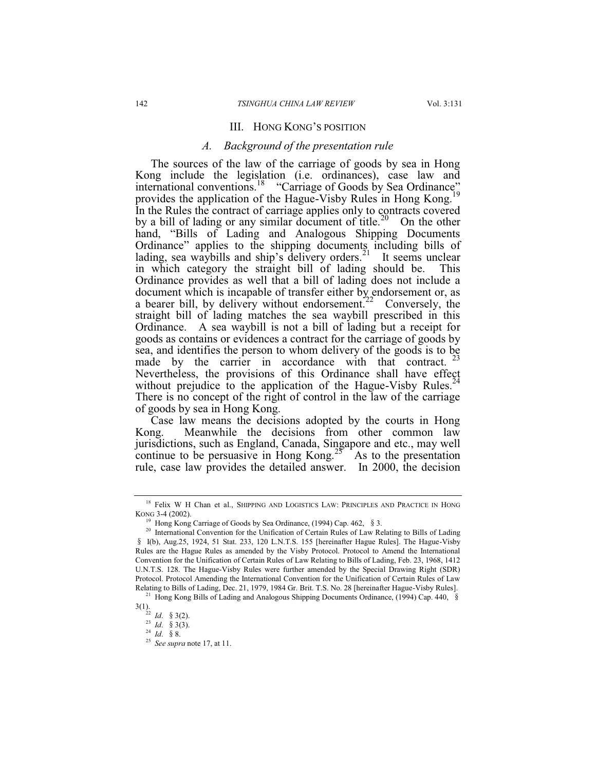## III. Hong Kong's Position

### A. Background of the presentation rule

The sources of the law of the carriage of goods by sea in Hong Kong include the legislation (i.e. ordinances), case law and international conventions.[18] "Carriage of Goods by Sea Ordinance" provides the application of the Hague-Visby Rules in Hong Kong.[19] In the Rules the contract of carriage applies only to contracts covered by a bill of lading or any similar document of title.[20] On the other hand, "Bills of Lading and Analogous Shipping Documents Ordinance" applies to the shipping documents including bills of lading, sea waybills and ship's delivery orders.[21] It seems unclear in which category the straight bill of lading should be. This Ordinance provides as well that a bill of lading does not include a document which is incapable of transfer either by endorsement or, as a bearer bill, by delivery without endorsement.[22] Conversely, the straight bill of lading matches the sea waybill prescribed in this Ordinance. A sea waybill is not a bill of lading but a receipt for goods as contains or evidences a contract for the carriage of goods by sea, and identifies the person to whom delivery of the goods is to be made by the carrier in accordance with that contract.[23] Nevertheless, the provisions of this Ordinance shall have effect without prejudice to the application of the Hague-Visby Rules.[24] There is no concept of the right of control in the law of the carriage of goods by sea in Hong Kong.

Case law means the decisions adopted by the courts in Hong Kong. Meanwhile the decisions from other common law jurisdictions, such as England, Canada, Singapore and etc., may well continue to be persuasive in Hong Kong.[25] As to the presentation rule, case law provides the detailed answer. In 2000, the decision

---

[18] Felix W H Chan et al., SHIPPING AND LOGISTICS LAW: PRINCIPLES AND PRACTICE IN HONG KONG 3-4 (2002).

[19] Hong Kong Carriage of Goods by Sea Ordinance, (1994) Cap. 462, § 3.

[20] International Convention for the Unification of Certain Rules of Law Relating to Bills of Lading § I(b), Aug.25, 1924, 51 Stat. 233, 120 L.N.T.S. 155 [hereinafter Hague Rules]. The Hague-Visby Rules are the Hague Rules as amended by the Visby Protocol. Protocol to Amend the International Convention for the Unification of Certain Rules of Law Relating to Bills of Lading, Feb. 23, 1968, 1412 U.N.T.S. 128. The Hague-Visby Rules were further amended by the Special Drawing Right (SDR) Protocol. Protocol Amending the International Convention for the Unification of Certain Rules of Law Relating to Bills of Lading, Dec. 21, 1979, 1984 Gr. Brit. T.S. No. 28 [hereinafter Hague-Visby Rules].

[21] Hong Kong Bills of Lading and Analogous Shipping Documents Ordinance, (1994) Cap. 440, § 3(1).

[22] *Id.* § 3(2).

[23] *Id.* § 3(3).

[24] *Id.* § 8.

[25] *See supra* note 17, at 11.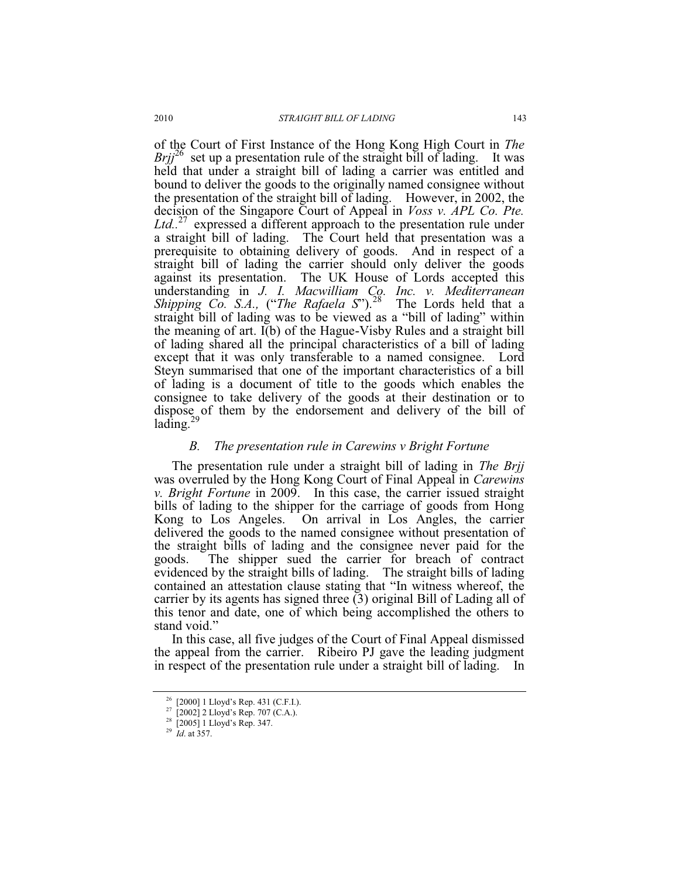of the Court of First Instance of the Hong Kong High Court in *The Brij*[26] set up a presentation rule of the straight bill of lading. It was held that under a straight bill of lading a carrier was entitled and bound to deliver the goods to the originally named consignee without the presentation of the straight bill of lading. However, in 2002, the decision of the Singapore Court of Appeal in *Voss v. APL Co. Pte. Ltd.*.[27] expressed a different approach to the presentation rule under a straight bill of lading. The Court held that presentation was a prerequisite to obtaining delivery of goods. And in respect of a straight bill of lading the carrier should only deliver the goods against its presentation. The UK House of Lords accepted this understanding in *J. I. Macwilliam Co. Inc. v. Mediterranean Shipping Co. S.A.,* ("*The Rafaela S*").[28] The Lords held that a straight bill of lading was to be viewed as a "bill of lading" within the meaning of art. I(b) of the Hague-Visby Rules and a straight bill of lading shared all the principal characteristics of a bill of lading except that it was only transferable to a named consignee. Lord Steyn summarised that one of the important characteristics of a bill of lading is a document of title to the goods which enables the consignee to take delivery of the goods at their destination or to dispose of them by the endorsement and delivery of the bill of lading.[29]

### *B. The presentation rule in Carewins v Bright Fortune*

The presentation rule under a straight bill of lading in *The Brij* was overruled by the Hong Kong Court of Final Appeal in *Carewins v. Bright Fortune* in 2009. In this case, the carrier issued straight bills of lading to the shipper for the carriage of goods from Hong Kong to Los Angeles. On arrival in Los Angles, the carrier delivered the goods to the named consignee without presentation of the straight bills of lading and the consignee never paid for the goods. The shipper sued the carrier for breach of contract evidenced by the straight bills of lading. The straight bills of lading contained an attestation clause stating that "In witness whereof, the carrier by its agents has signed three (3) original Bill of Lading all of this tenor and date, one of which being accomplished the others to stand void."

In this case, all five judges of the Court of Final Appeal dismissed the appeal from the carrier. Ribeiro PJ gave the leading judgment in respect of the presentation rule under a straight bill of lading. In

---

[26] [2000] 1 Lloyd's Rep. 431 (C.F.I.).

[27] [2002] 2 Lloyd's Rep. 707 (C.A.).

[28] [2005] 1 Lloyd's Rep. 347.

[29] *Id*. at 357.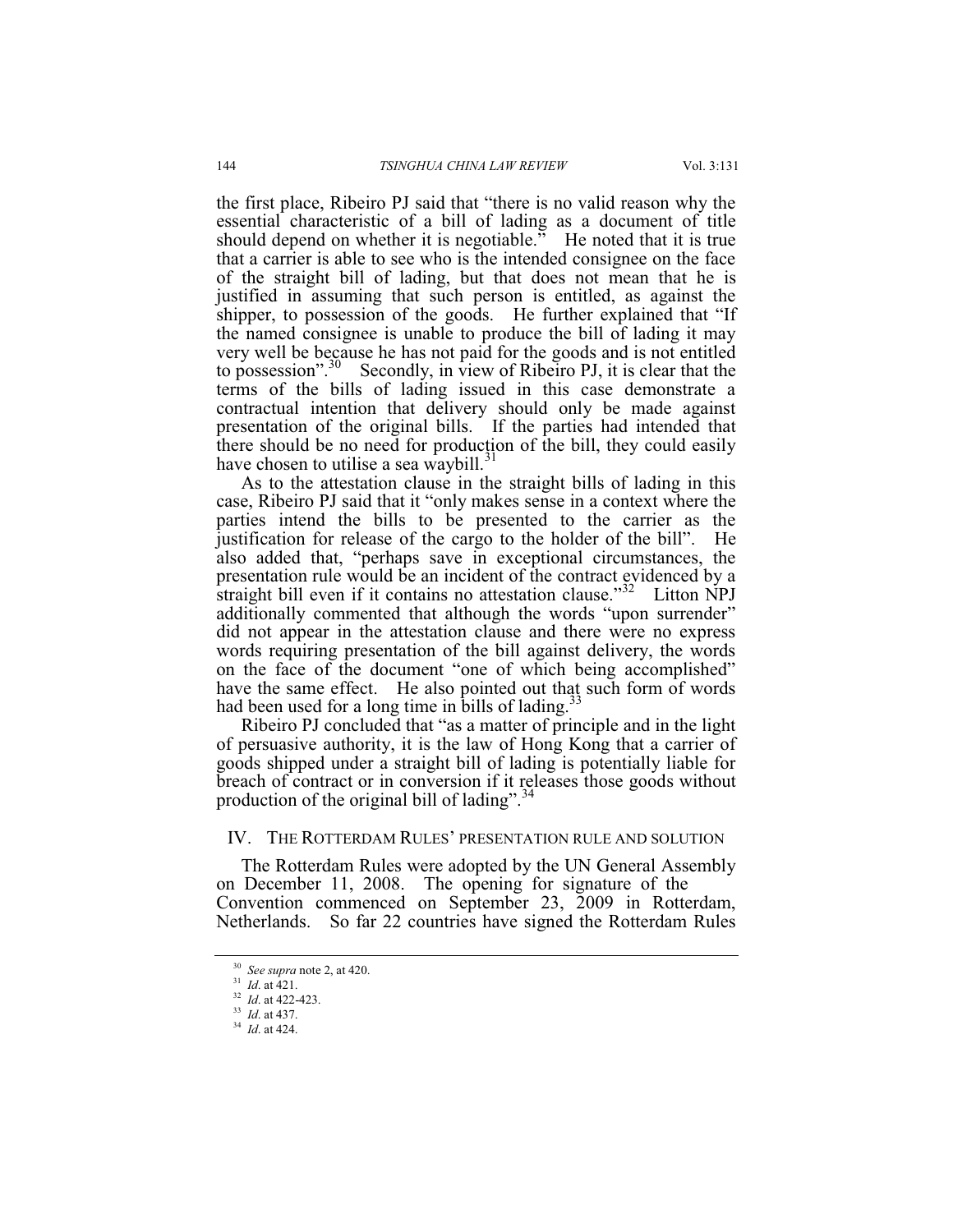the first place, Ribeiro PJ said that "there is no valid reason why the essential characteristic of a bill of lading as a document of title should depend on whether it is negotiable." He noted that it is true that a carrier is able to see who is the intended consignee on the face of the straight bill of lading, but that does not mean that he is justified in assuming that such person is entitled, as against the shipper, to possession of the goods. He further explained that "If the named consignee is unable to produce the bill of lading it may very well be because he has not paid for the goods and is not entitled to possession".[30] Secondly, in view of Ribeiro PJ, it is clear that the terms of the bills of lading issued in this case demonstrate a contractual intention that delivery should only be made against presentation of the original bills. If the parties had intended that there should be no need for production of the bill, they could easily have chosen to utilise a sea waybill.[31]

As to the attestation clause in the straight bills of lading in this case, Ribeiro PJ said that it "only makes sense in a context where the parties intend the bills to be presented to the carrier as the justification for release of the cargo to the holder of the bill". He also added that, "perhaps save in exceptional circumstances, the presentation rule would be an incident of the contract evidenced by a straight bill even if it contains no attestation clause."[32] Litton NPJ additionally commented that although the words "upon surrender" did not appear in the attestation clause and there were no express words requiring presentation of the bill against delivery, the words on the face of the document "one of which being accomplished" have the same effect. He also pointed out that such form of words had been used for a long time in bills of lading.[33]

Ribeiro PJ concluded that "as a matter of principle and in the light of persuasive authority, it is the law of Hong Kong that a carrier of goods shipped under a straight bill of lading is potentially liable for breach of contract or in conversion if it releases those goods without production of the original bill of lading".[34]

## IV. THE ROTTERDAM RULES' PRESENTATION RULE AND SOLUTION

The Rotterdam Rules were adopted by the UN General Assembly on December 11, 2008. The opening for signature of the Convention commenced on September 23, 2009 in Rotterdam, Netherlands. So far 22 countries have signed the Rotterdam Rules

---

[30] *See supra* note 2, at 420.

[31] *Id.* at 421.

[32] *Id.* at 422-423.

[33] *Id.* at 437.

[34] *Id.* at 424.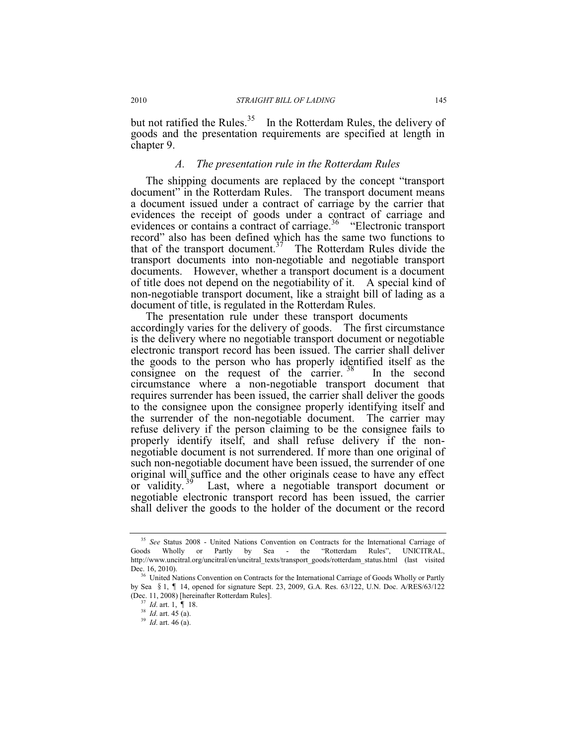but not ratified the Rules.[35] In the Rotterdam Rules, the delivery of goods and the presentation requirements are specified at length in chapter 9.

### *A. The presentation rule in the Rotterdam Rules*

The shipping documents are replaced by the concept "transport document" in the Rotterdam Rules. The transport document means a document issued under a contract of carriage by the carrier that evidences the receipt of goods under a contract of carriage and evidences or contains a contract of carriage.[36] "Electronic transport record" also has been defined which has the same two functions to that of the transport document.[37] The Rotterdam Rules divide the transport documents into non-negotiable and negotiable transport documents. However, whether a transport document is a document of title does not depend on the negotiability of it. A special kind of non-negotiable transport document, like a straight bill of lading as a document of title, is regulated in the Rotterdam Rules.

The presentation rule under these transport documents accordingly varies for the delivery of goods. The first circumstance is the delivery where no negotiable transport document or negotiable electronic transport record has been issued. The carrier shall deliver the goods to the person who has properly identified itself as the consignee on the request of the carrier.[38] In the second circumstance where a non-negotiable transport document that requires surrender has been issued, the carrier shall deliver the goods to the consignee upon the consignee properly identifying itself and the surrender of the non-negotiable document. The carrier may refuse delivery if the person claiming to be the consignee fails to properly identify itself, and shall refuse delivery if the non-negotiable document is not surrendered. If more than one original of such non-negotiable document have been issued, the surrender of one original will suffice and the other originals cease to have any effect or validity.[39] Last, where a negotiable transport document or negotiable electronic transport record has been issued, the carrier shall deliver the goods to the holder of the document or the record

---

[35] *See* Status 2008 - United Nations Convention on Contracts for the International Carriage of Goods Wholly or Partly by Sea - the "Rotterdam Rules", UNICITRAL, http://www.uncitral.org/uncitral/en/uncitral_texts/transport_goods/rotterdam_status.html (last visited Dec. 16, 2010).

[36] United Nations Convention on Contracts for the International Carriage of Goods Wholly or Partly by Sea § 1, ¶ 14, opened for signature Sept. 23, 2009, G.A. Res. 63/122, U.N. Doc. A/RES/63/122 (Dec. 11, 2008) [hereinafter Rotterdam Rules].

[37] *Id*. art. 1, ¶ 18.

[38] *Id*. art. 45 (a).

[39] *Id*. art. 46 (a).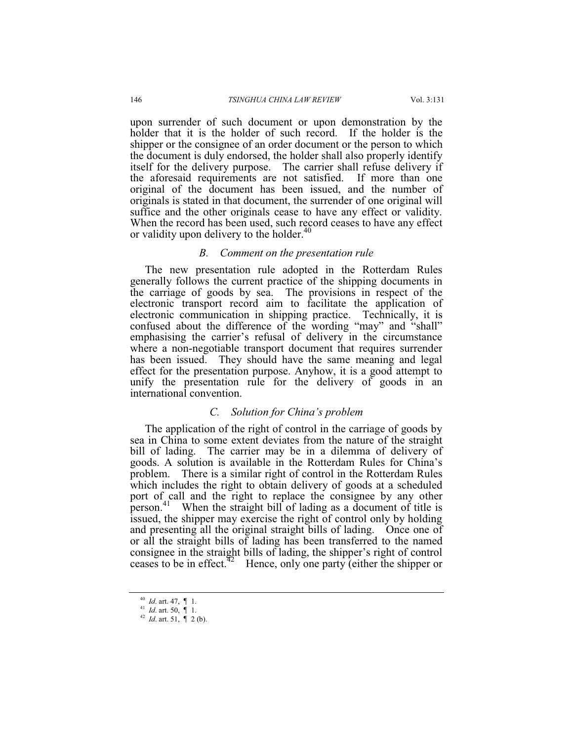upon surrender of such document or upon demonstration by the holder that it is the holder of such record. If the holder is the shipper or the consignee of an order document or the person to which the document is duly endorsed, the holder shall also properly identify itself for the delivery purpose. The carrier shall refuse delivery if the aforesaid requirements are not satisfied. If more than one original of the document has been issued, and the number of originals is stated in that document, the surrender of one original will suffice and the other originals cease to have any effect or validity. When the record has been used, such record ceases to have any effect or validity upon delivery to the holder.[40]

### *B. Comment on the presentation rule*

The new presentation rule adopted in the Rotterdam Rules generally follows the current practice of the shipping documents in the carriage of goods by sea. The provisions in respect of the electronic transport record aim to facilitate the application of electronic communication in shipping practice. Technically, it is confused about the difference of the wording "may" and "shall" emphasising the carrier's refusal of delivery in the circumstance where a non-negotiable transport document that requires surrender has been issued. They should have the same meaning and legal effect for the presentation purpose. Anyhow, it is a good attempt to unify the presentation rule for the delivery of goods in an international convention.

### *C. Solution for China's problem*

The application of the right of control in the carriage of goods by sea in China to some extent deviates from the nature of the straight bill of lading. The carrier may be in a dilemma of delivery of goods. A solution is available in the Rotterdam Rules for China's problem. There is a similar right of control in the Rotterdam Rules which includes the right to obtain delivery of goods at a scheduled port of call and the right to replace the consignee by any other person.[41] When the straight bill of lading as a document of title is issued, the shipper may exercise the right of control only by holding and presenting all the original straight bills of lading. Once one of or all the straight bills of lading has been transferred to the named consignee in the straight bills of lading, the shipper's right of control ceases to be in effect.[42] Hence, only one party (either the shipper or

---

[40] *Id*. art. 47, ¶ 1.

[41] *Id*. art. 50, ¶ 1.

[42] *Id*. art. 51, ¶ 2 (b).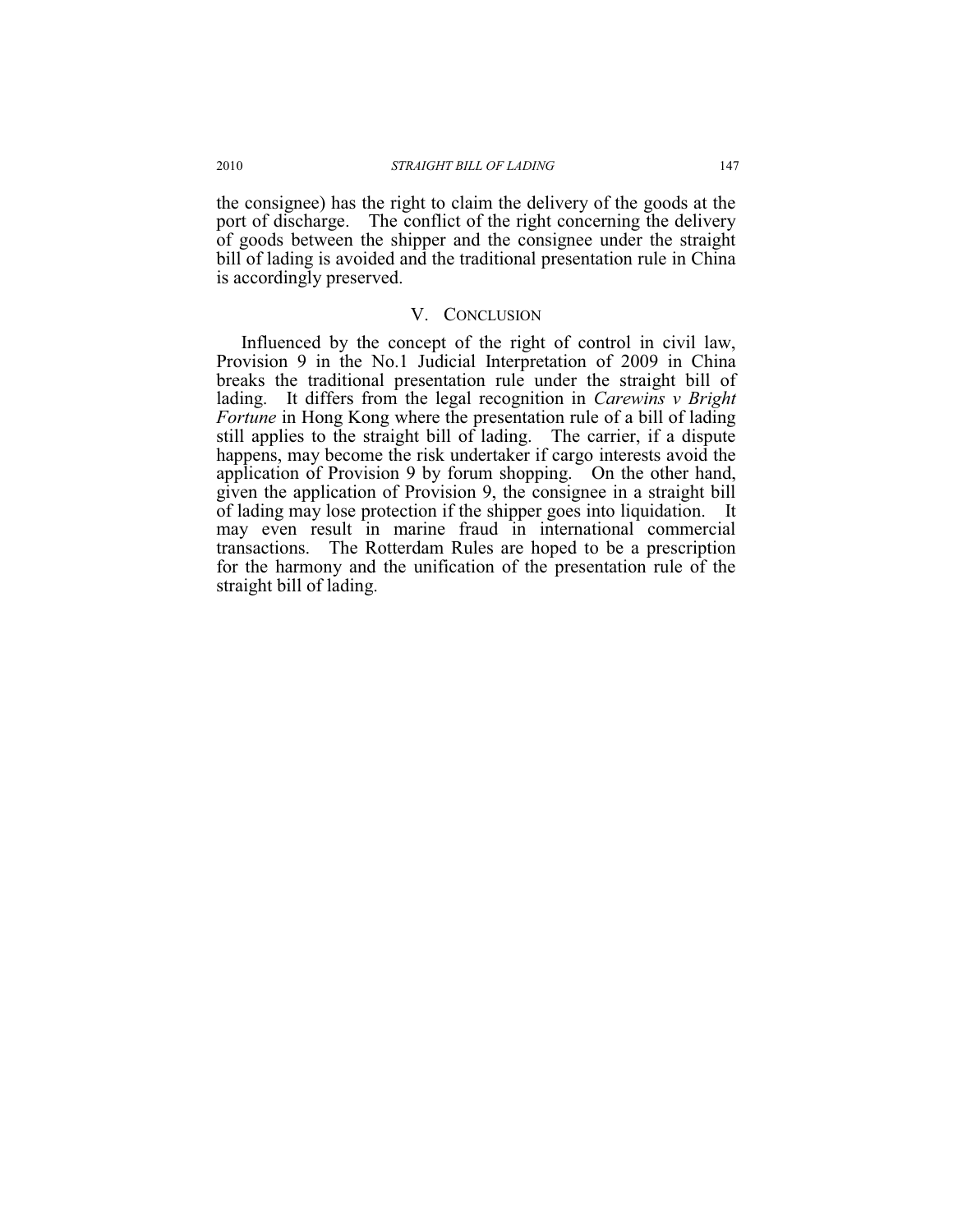the consignee) has the right to claim the delivery of the goods at the port of discharge. The conflict of the right concerning the delivery of goods between the shipper and the consignee under the straight bill of lading is avoided and the traditional presentation rule in China is accordingly preserved.

## V. CONCLUSION

Influenced by the concept of the right of control in civil law, Provision 9 in the No.1 Judicial Interpretation of 2009 in China breaks the traditional presentation rule under the straight bill of lading. It differs from the legal recognition in *Carewins v Bright Fortune* in Hong Kong where the presentation rule of a bill of lading still applies to the straight bill of lading. The carrier, if a dispute happens, may become the risk undertaker if cargo interests avoid the application of Provision 9 by forum shopping. On the other hand, given the application of Provision 9, the consignee in a straight bill of lading may lose protection if the shipper goes into liquidation. It may even result in marine fraud in international commercial transactions. The Rotterdam Rules are hoped to be a prescription for the harmony and the unification of the presentation rule of the straight bill of lading.